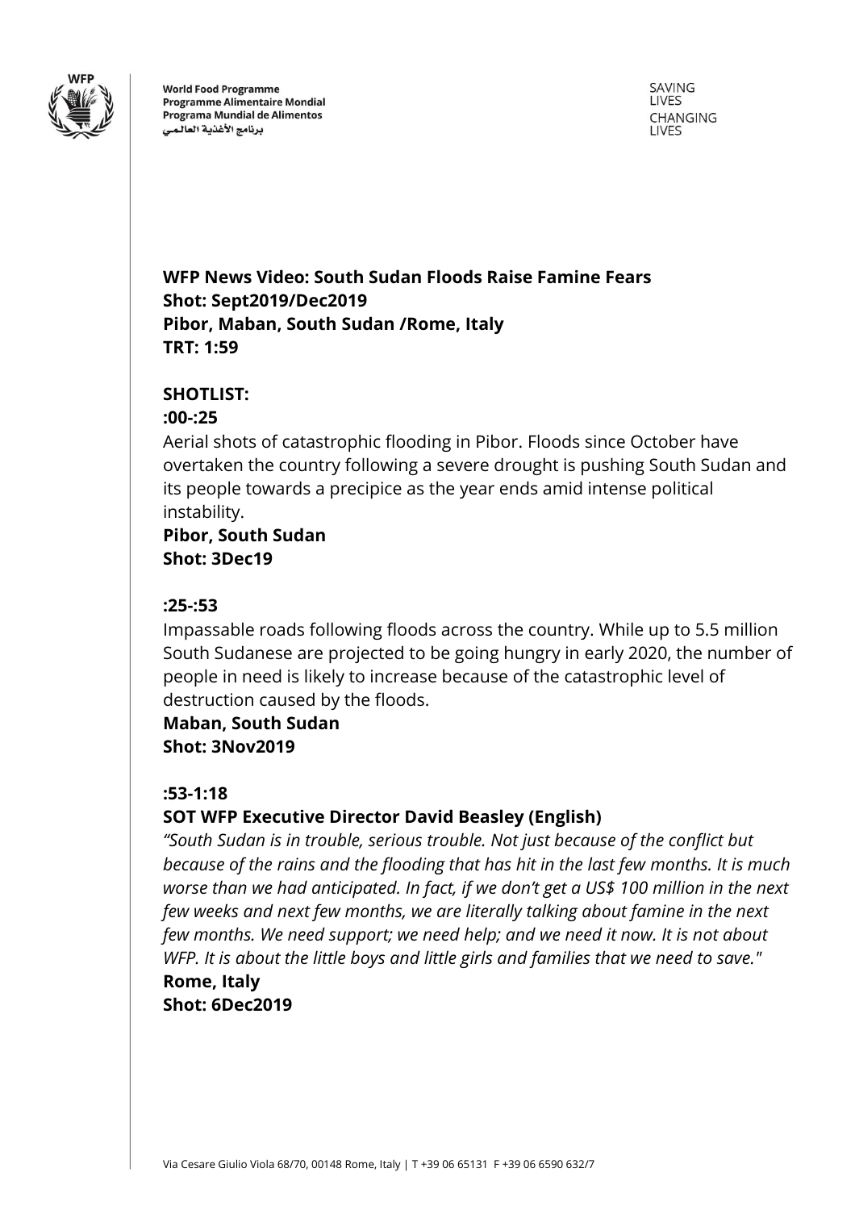World Food Programme
Programme Alimentaire Mondial
Programa Mundial de Alimentos
برنامج الأغذية العالمي

SAVING LIVES
CHANGING LIVES

**WFP News Video: South Sudan Floods Raise Famine Fears**
**Shot: Sept2019/Dec2019**
**Pibor, Maban, South Sudan /Rome, Italy**
**TRT: 1:59**

**SHOTLIST:**

**:00-:25**

Aerial shots of catastrophic flooding in Pibor. Floods since October have overtaken the country following a severe drought is pushing South Sudan and its people towards a precipice as the year ends amid intense political instability.

**Pibor, South Sudan**
**Shot: 3Dec19**

**:25-:53**

Impassable roads following floods across the country. While up to 5.5 million South Sudanese are projected to be going hungry in early 2020, the number of people in need is likely to increase because of the catastrophic level of destruction caused by the floods.

**Maban, South Sudan**
**Shot: 3Nov2019**

**:53-1:18**

**SOT WFP Executive Director David Beasley (English)**

*"South Sudan is in trouble, serious trouble. Not just because of the conflict but because of the rains and the flooding that has hit in the last few months. It is much worse than we had anticipated. In fact, if we don't get a US$ 100 million in the next few weeks and next few months, we are literally talking about famine in the next few months. We need support; we need help; and we need it now. It is not about WFP. It is about the little boys and little girls and families that we need to save."*

**Rome, Italy**
**Shot: 6Dec2019**

Via Cesare Giulio Viola 68/70, 00148 Rome, Italy | T +39 06 65131 F +39 06 6590 632/7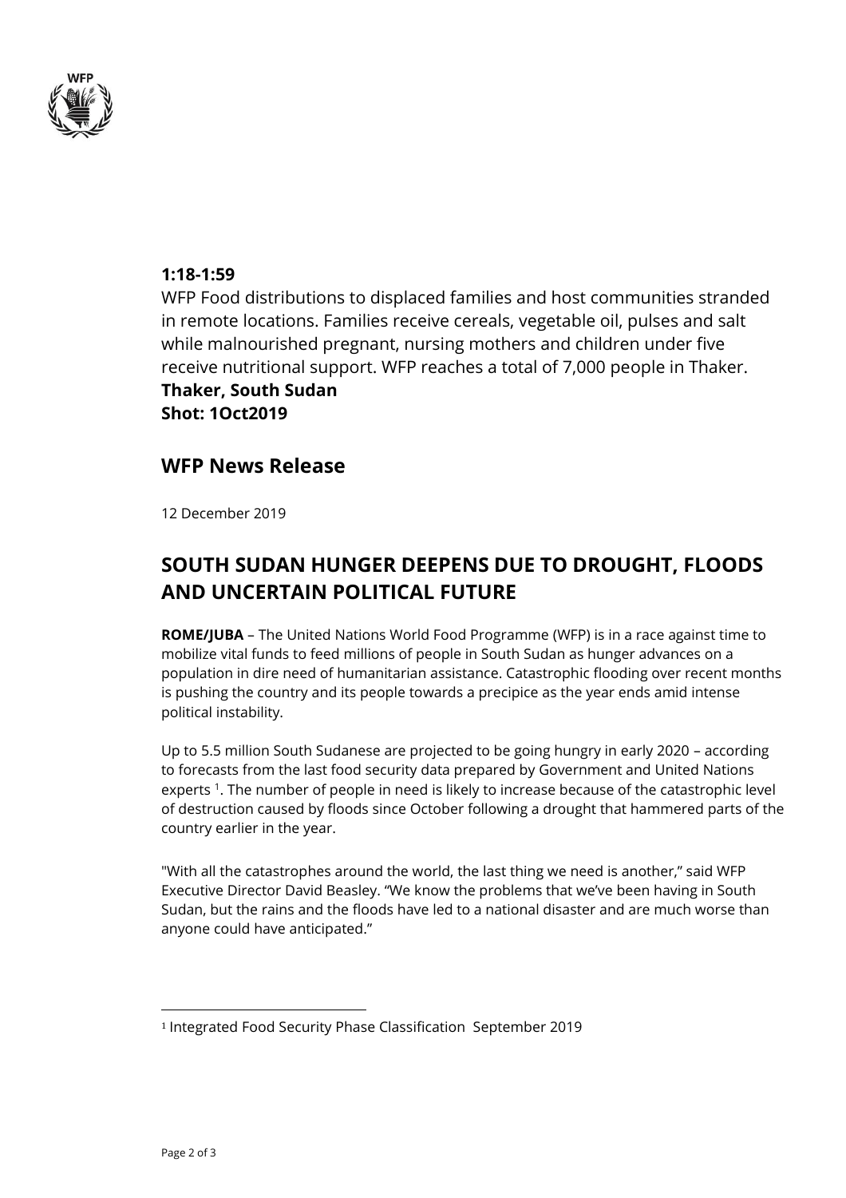**1:18-1:59**

WFP Food distributions to displaced families and host communities stranded in remote locations. Families receive cereals, vegetable oil, pulses and salt while malnourished pregnant, nursing mothers and children under five receive nutritional support. WFP reaches a total of 7,000 people in Thaker.

**Thaker, South Sudan**

**Shot: 1Oct2019**

## WFP News Release

12 December 2019

# SOUTH SUDAN HUNGER DEEPENS DUE TO DROUGHT, FLOODS AND UNCERTAIN POLITICAL FUTURE

**ROME/JUBA** – The United Nations World Food Programme (WFP) is in a race against time to mobilize vital funds to feed millions of people in South Sudan as hunger advances on a population in dire need of humanitarian assistance. Catastrophic flooding over recent months is pushing the country and its people towards a precipice as the year ends amid intense political instability.

Up to 5.5 million South Sudanese are projected to be going hungry in early 2020 – according to forecasts from the last food security data prepared by Government and United Nations experts [1]. The number of people in need is likely to increase because of the catastrophic level of destruction caused by floods since October following a drought that hammered parts of the country earlier in the year.

"With all the catastrophes around the world, the last thing we need is another," said WFP Executive Director David Beasley. "We know the problems that we've been having in South Sudan, but the rains and the floods have led to a national disaster and are much worse than anyone could have anticipated."

---

[1] Integrated Food Security Phase Classification September 2019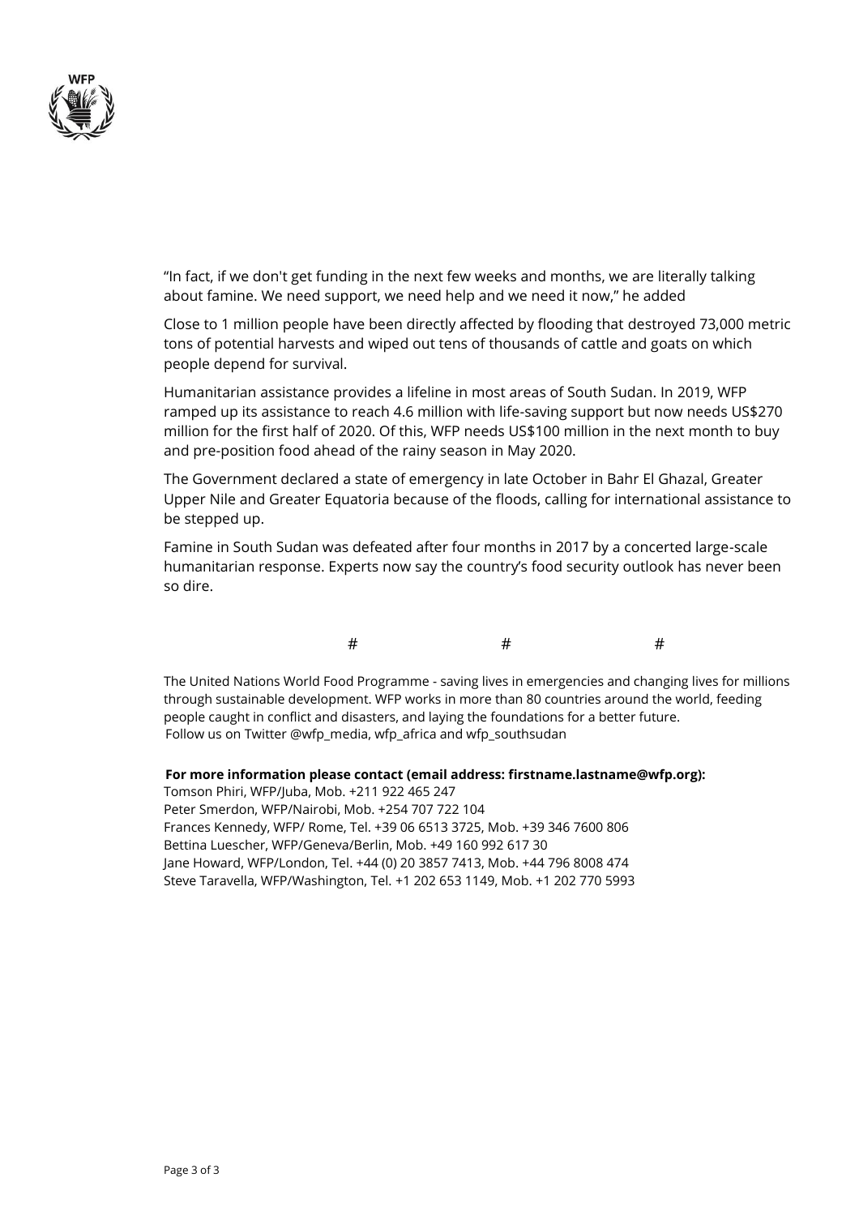"In fact, if we don't get funding in the next few weeks and months, we are literally talking about famine. We need support, we need help and we need it now," he added

Close to 1 million people have been directly affected by flooding that destroyed 73,000 metric tons of potential harvests and wiped out tens of thousands of cattle and goats on which people depend for survival.

Humanitarian assistance provides a lifeline in most areas of South Sudan. In 2019, WFP ramped up its assistance to reach 4.6 million with life-saving support but now needs US$270 million for the first half of 2020. Of this, WFP needs US$100 million in the next month to buy and pre-position food ahead of the rainy season in May 2020.

The Government declared a state of emergency in late October in Bahr El Ghazal, Greater Upper Nile and Greater Equatoria because of the floods, calling for international assistance to be stepped up.

Famine in South Sudan was defeated after four months in 2017 by a concerted large-scale humanitarian response. Experts now say the country's food security outlook has never been so dire.

# # #

The United Nations World Food Programme - saving lives in emergencies and changing lives for millions through sustainable development. WFP works in more than 80 countries around the world, feeding people caught in conflict and disasters, and laying the foundations for a better future.
Follow us on Twitter @wfp_media, wfp_africa and wfp_southsudan

**For more information please contact (email address: firstname.lastname@wfp.org):**
Tomson Phiri, WFP/Juba, Mob. +211 922 465 247
Peter Smerdon, WFP/Nairobi, Mob. +254 707 722 104
Frances Kennedy, WFP/ Rome, Tel. +39 06 6513 3725, Mob. +39 346 7600 806
Bettina Luescher, WFP/Geneva/Berlin, Mob. +49 160 992 617 30
Jane Howard, WFP/London, Tel. +44 (0) 20 3857 7413, Mob. +44 796 8008 474
Steve Taravella, WFP/Washington, Tel. +1 202 653 1149, Mob. +1 202 770 5993